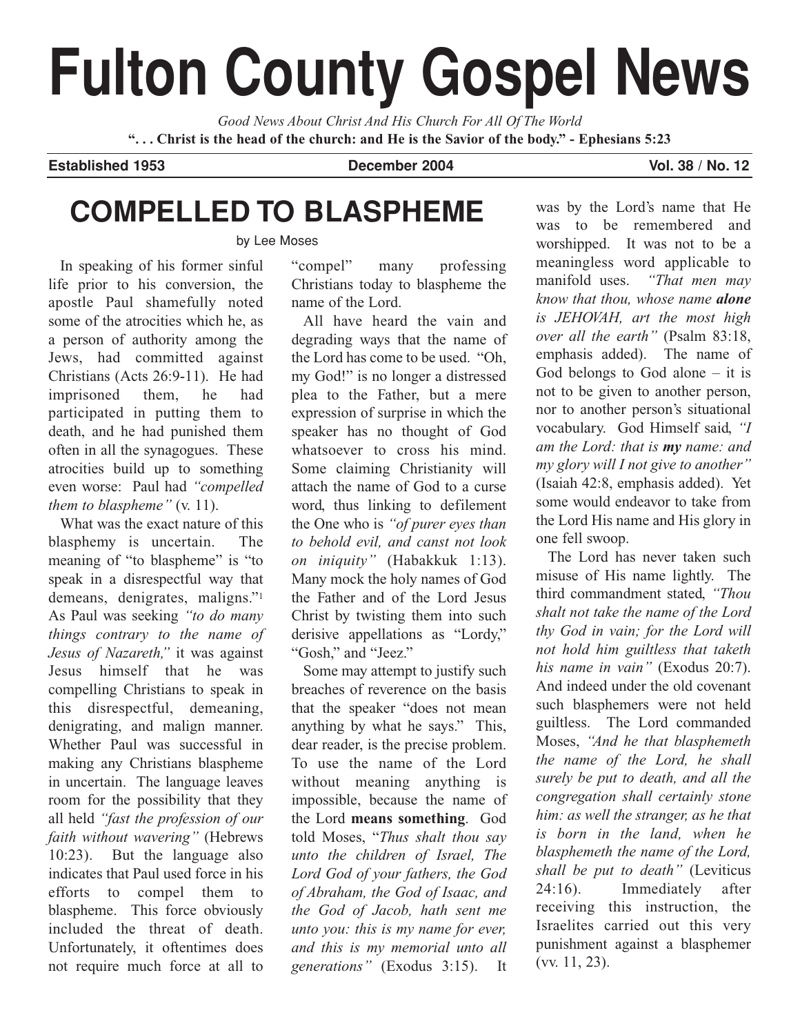# Fulton County Gospel News

*Good News About Christ And His Church For All Of The World*

**". . . Christ is the head of the church: and He is the Savior of the body." - Ephesians 5:23**

**Established 1953** **December 2004** **Vol. 38 / No. 12**

## COMPELLED TO BLASPHEME

by Lee Moses

In speaking of his former sinful life prior to his conversion, the apostle Paul shamefully noted some of the atrocities which he, as a person of authority among the Jews, had committed against Christians (Acts 26:9-11). He had imprisoned them, he had participated in putting them to death, and he had punished them often in all the synagogues. These atrocities build up to something even worse: Paul had *"compelled them to blaspheme"* (v. 11).

What was the exact nature of this blasphemy is uncertain. The meaning of "to blaspheme" is "to speak in a disrespectful way that demeans, denigrates, maligns."[1] As Paul was seeking *"to do many things contrary to the name of Jesus of Nazareth,"* it was against Jesus himself that he was compelling Christians to speak in this disrespectful, demeaning, denigrating, and malign manner. Whether Paul was successful in making any Christians blaspheme in uncertain. The language leaves room for the possibility that they all held *"fast the profession of our faith without wavering"* (Hebrews 10:23). But the language also indicates that Paul used force in his efforts to compel them to blaspheme. This force obviously included the threat of death. Unfortunately, it oftentimes does not require much force at all to "compel" many professing Christians today to blaspheme the name of the Lord.

All have heard the vain and degrading ways that the name of the Lord has come to be used. "Oh, my God!" is no longer a distressed plea to the Father, but a mere expression of surprise in which the speaker has no thought of God whatsoever to cross his mind. Some claiming Christianity will attach the name of God to a curse word, thus linking to defilement the One who is *"of purer eyes than to behold evil, and canst not look on iniquity"* (Habakkuk 1:13). Many mock the holy names of God the Father and of the Lord Jesus Christ by twisting them into such derisive appellations as "Lordy," "Gosh," and "Jeez."

Some may attempt to justify such breaches of reverence on the basis that the speaker "does not mean anything by what he says." This, dear reader, is the precise problem. To use the name of the Lord without meaning anything is impossible, because the name of the Lord **means something**. God told Moses, "*Thus shalt thou say unto the children of Israel, The Lord God of your fathers, the God of Abraham, the God of Isaac, and the God of Jacob, hath sent me unto you: this is my name for ever, and this is my memorial unto all generations"* (Exodus 3:15). It was by the Lord's name that He was to be remembered and worshipped. It was not to be a meaningless word applicable to manifold uses. *"That men may know that thou, whose name* ***alone*** *is JEHOVAH, art the most high over all the earth"* (Psalm 83:18, emphasis added). The name of God belongs to God alone – it is not to be given to another person, nor to another person's situational vocabulary. God Himself said, *"I am the Lord: that is* ***my*** *name: and my glory will I not give to another"* (Isaiah 42:8, emphasis added). Yet some would endeavor to take from the Lord His name and His glory in one fell swoop.

The Lord has never taken such misuse of His name lightly. The third commandment stated, *"Thou shalt not take the name of the Lord thy God in vain; for the Lord will not hold him guiltless that taketh his name in vain"* (Exodus 20:7). And indeed under the old covenant such blasphemers were not held guiltless. The Lord commanded Moses, *"And he that blasphemeth the name of the Lord, he shall surely be put to death, and all the congregation shall certainly stone him: as well the stranger, as he that is born in the land, when he blasphemeth the name of the Lord, shall be put to death"* (Leviticus 24:16). Immediately after receiving this instruction, the Israelites carried out this very punishment against a blasphemer (vv. 11, 23).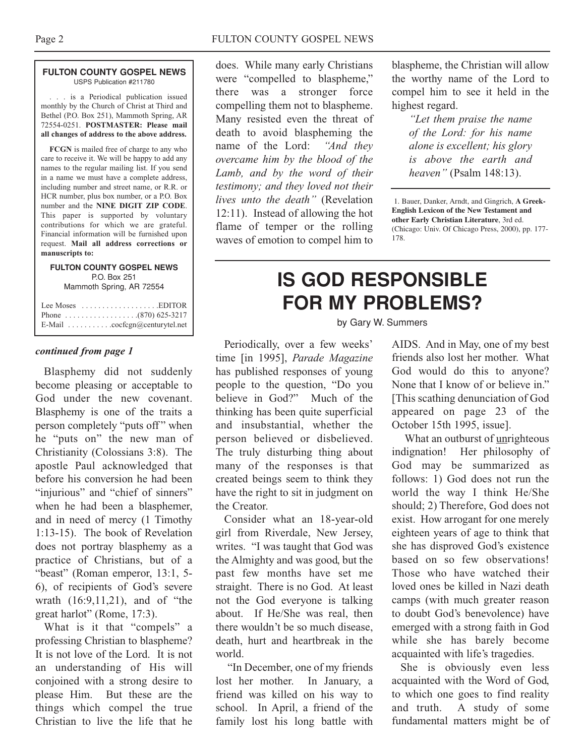**FULTON COUNTY GOSPEL NEWS**
USPS Publication #211780

. . . is a Periodical publication issued monthly by the Church of Christ at Third and Bethel (P.O. Box 251), Mammoth Spring, AR 72554-0251. **POSTMASTER: Please mail all changes of address to the above address.**

**FCGN** is mailed free of charge to any who care to receive it. We will be happy to add any names to the regular mailing list. If you send in a name we must have a complete address, including number and street name, or R.R. or HCR number, plus box number, or a P.O. Box number and the **NINE DIGIT ZIP CODE**. This paper is supported by voluntary contributions for which we are grateful. Financial information will be furnished upon request. **Mail all address corrections or manuscripts to:**

**FULTON COUNTY GOSPEL NEWS**
P.O. Box 251
Mammoth Spring, AR 72554

Lee Moses . . . . . . . . . . . . . . . . . . EDITOR
Phone . . . . . . . . . . . . . . . . . (870) 625-3217
E-Mail . . . . . . . . . . cocfcgn@centurytel.net

***continued from page 1***

Blasphemy did not suddenly become pleasing or acceptable to God under the new covenant. Blasphemy is one of the traits a person completely "puts off" when he "puts on" the new man of Christianity (Colossians 3:8). The apostle Paul acknowledged that before his conversion he had been "injurious" and "chief of sinners" when he had been a blasphemer, and in need of mercy (1 Timothy 1:13-15). The book of Revelation does not portray blasphemy as a practice of Christians, but of a "beast" (Roman emperor, 13:1, 5-6), of recipients of God's severe wrath (16:9,11,21), and of "the great harlot" (Rome, 17:3).

What is it that "compels" a professing Christian to blaspheme? It is not love of the Lord. It is not an understanding of His will conjoined with a strong desire to please Him. But these are the things which compel the true Christian to live the life that he does. While many early Christians were "compelled to blaspheme," there was a stronger force compelling them not to blaspheme. Many resisted even the threat of death to avoid blaspheming the name of the Lord: *"And they overcame him by the blood of the Lamb, and by the word of their testimony; and they loved not their lives unto the death"* (Revelation 12:11). Instead of allowing the hot flame of temper or the rolling waves of emotion to compel him to blaspheme, the Christian will allow the worthy name of the Lord to compel him to see it held in the highest regard.

> *"Let them praise the name of the Lord: for his name alone is excellent; his glory is above the earth and heaven"* (Psalm 148:13).

1. Bauer, Danker, Arndt, and Gingrich, **A Greek-English Lexicon of the New Testament and other Early Christian Literature**, 3rd ed. (Chicago: Univ. Of Chicago Press, 2000), pp. 177-178.

# IS GOD RESPONSIBLE FOR MY PROBLEMS?

by Gary W. Summers

Periodically, over a few weeks' time [in 1995], *Parade Magazine* has published responses of young people to the question, "Do you believe in God?" Much of the thinking has been quite superficial and insubstantial, whether the person believed or disbelieved. The truly disturbing thing about many of the responses is that created beings seem to think they have the right to sit in judgment on the Creator.

Consider what an 18-year-old girl from Riverdale, New Jersey, writes. "I was taught that God was the Almighty and was good, but the past few months have set me straight. There is no God. At least not the God everyone is talking about. If He/She was real, then there wouldn't be so much disease, death, hurt and heartbreak in the world.

"In December, one of my friends lost her mother. In January, a friend was killed on his way to school. In April, a friend of the family lost his long battle with AIDS. And in May, one of my best friends also lost her mother. What God would do this to anyone? None that I know of or believe in." [This scathing denunciation of God appeared on page 23 of the October 15th 1995, issue].

What an outburst of <u>un</u>righteous indignation! Her philosophy of God may be summarized as follows: 1) God does not run the world the way I think He/She should; 2) Therefore, God does not exist. How arrogant for one merely eighteen years of age to think that she has disproved God's existence based on so few observations! Those who have watched their loved ones be killed in Nazi death camps (with much greater reason to doubt God's benevolence) have emerged with a strong faith in God while she has barely become acquainted with life's tragedies.

She is obviously even less acquainted with the Word of God, to which one goes to find reality and truth. A study of some fundamental matters might be of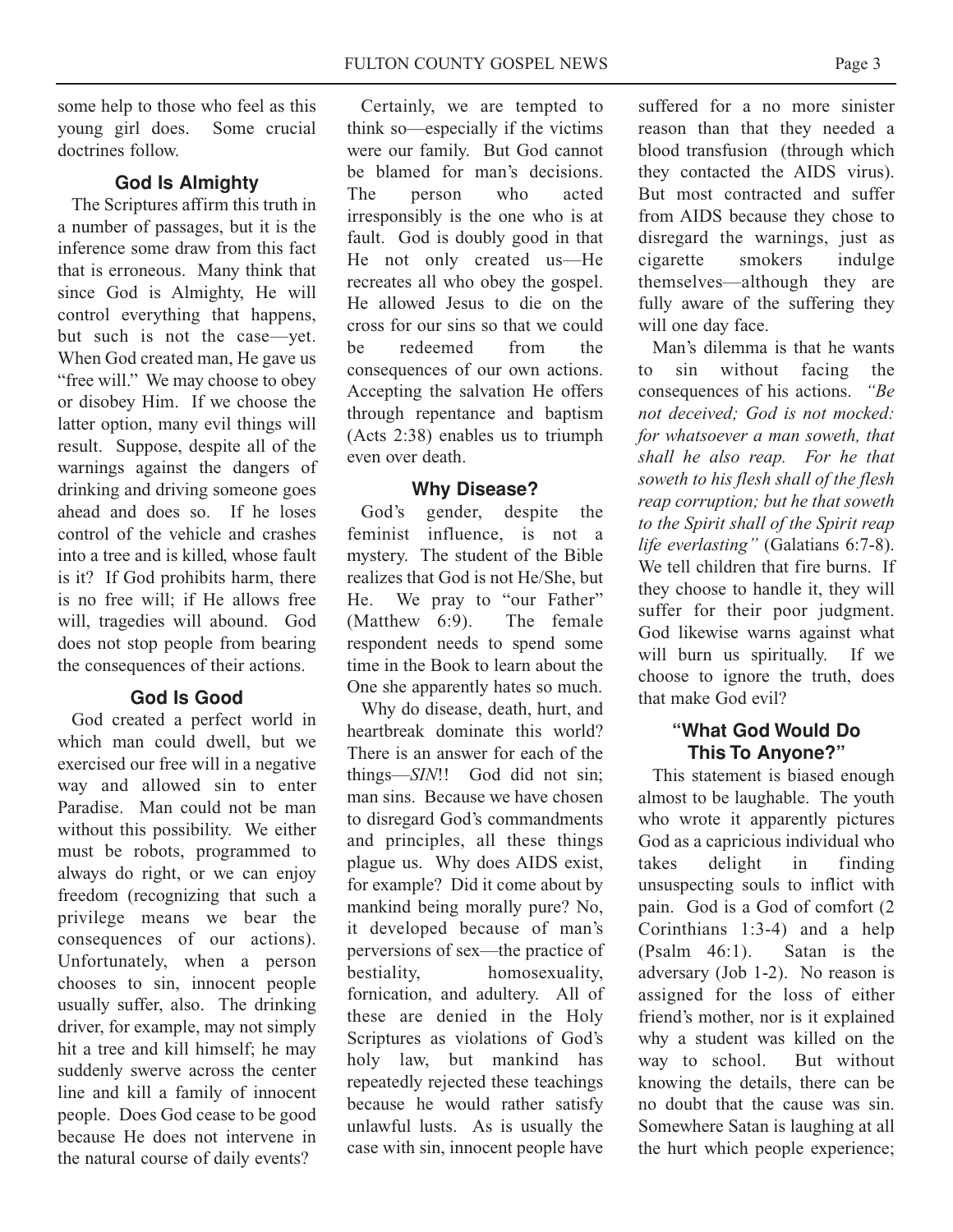some help to those who feel as this young girl does. Some crucial doctrines follow.

### God Is Almighty

The Scriptures affirm this truth in a number of passages, but it is the inference some draw from this fact that is erroneous. Many think that since God is Almighty, He will control everything that happens, but such is not the case—yet. When God created man, He gave us "free will." We may choose to obey or disobey Him. If we choose the latter option, many evil things will result. Suppose, despite all of the warnings against the dangers of drinking and driving someone goes ahead and does so. If he loses control of the vehicle and crashes into a tree and is killed, whose fault is it? If God prohibits harm, there is no free will; if He allows free will, tragedies will abound. God does not stop people from bearing the consequences of their actions.

### God Is Good

God created a perfect world in which man could dwell, but we exercised our free will in a negative way and allowed sin to enter Paradise. Man could not be man without this possibility. We either must be robots, programmed to always do right, or we can enjoy freedom (recognizing that such a privilege means we bear the consequences of our actions). Unfortunately, when a person chooses to sin, innocent people usually suffer, also. The drinking driver, for example, may not simply hit a tree and kill himself; he may suddenly swerve across the center line and kill a family of innocent people. Does God cease to be good because He does not intervene in the natural course of daily events?

Certainly, we are tempted to think so—especially if the victims were our family. But God cannot be blamed for man's decisions. The person who acted irresponsibly is the one who is at fault. God is doubly good in that He not only created us—He recreates all who obey the gospel. He allowed Jesus to die on the cross for our sins so that we could be redeemed from the consequences of our own actions. Accepting the salvation He offers through repentance and baptism (Acts 2:38) enables us to triumph even over death.

### Why Disease?

God's gender, despite the feminist influence, is not a mystery. The student of the Bible realizes that God is not He/She, but He. We pray to "our Father" (Matthew 6:9). The female respondent needs to spend some time in the Book to learn about the One she apparently hates so much.

Why do disease, death, hurt, and heartbreak dominate this world? There is an answer for each of the things—*SIN*!! God did not sin; man sins. Because we have chosen to disregard God's commandments and principles, all these things plague us. Why does AIDS exist, for example? Did it come about by mankind being morally pure? No, it developed because of man's perversions of sex—the practice of bestiality, homosexuality, fornication, and adultery. All of these are denied in the Holy Scriptures as violations of God's holy law, but mankind has repeatedly rejected these teachings because he would rather satisfy unlawful lusts. As is usually the case with sin, innocent people have suffered for a no more sinister reason than that they needed a blood transfusion (through which they contacted the AIDS virus). But most contracted and suffer from AIDS because they chose to disregard the warnings, just as cigarette smokers indulge themselves—although they are fully aware of the suffering they will one day face.

Man's dilemma is that he wants to sin without facing the consequences of his actions. *"Be not deceived; God is not mocked: for whatsoever a man soweth, that shall he also reap. For he that soweth to his flesh shall of the flesh reap corruption; but he that soweth to the Spirit shall of the Spirit reap life everlasting"* (Galatians 6:7-8). We tell children that fire burns. If they choose to handle it, they will suffer for their poor judgment. God likewise warns against what will burn us spiritually. If we choose to ignore the truth, does that make God evil?

### "What God Would Do This To Anyone?"

This statement is biased enough almost to be laughable. The youth who wrote it apparently pictures God as a capricious individual who takes delight in finding unsuspecting souls to inflict with pain. God is a God of comfort (2 Corinthians 1:3-4) and a help (Psalm 46:1). Satan is the adversary (Job 1-2). No reason is assigned for the loss of either friend's mother, nor is it explained why a student was killed on the way to school. But without knowing the details, there can be no doubt that the cause was sin. Somewhere Satan is laughing at all the hurt which people experience;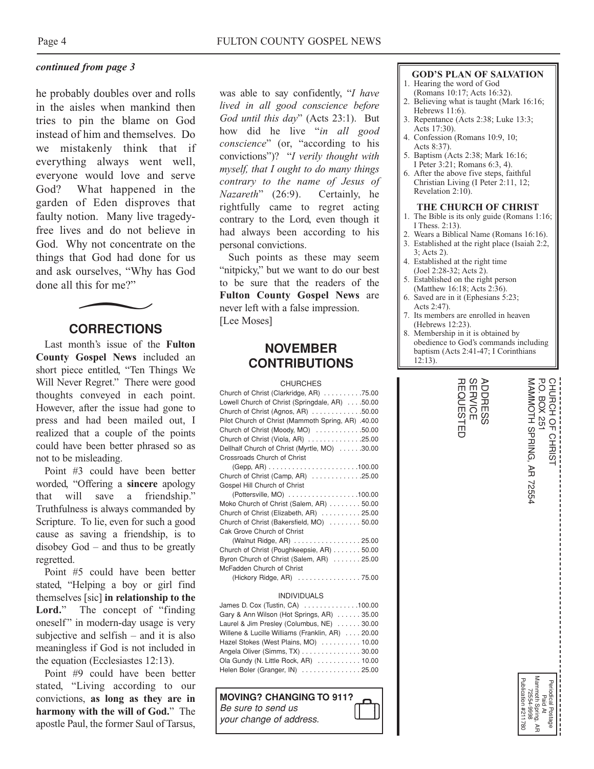*continued from page 3*

he probably doubles over and rolls in the aisles when mankind then tries to pin the blame on God instead of him and themselves. Do we mistakenly think that if everything always went well, everyone would love and serve God? What happened in the garden of Eden disproves that faulty notion. Many live tragedy-free lives and do not believe in God. Why not concentrate on the things that God had done for us and ask ourselves, "Why has God done all this for me?"

## CORRECTIONS

Last month's issue of the **Fulton County Gospel News** included an short piece entitled, "Ten Things We Will Never Regret." There were good thoughts conveyed in each point. However, after the issue had gone to press and had been mailed out, I realized that a couple of the points could have been better phrased so as not to be misleading.

Point #3 could have been better worded, "Offering a **sincere** apology that will save a friendship." Truthfulness is always commanded by Scripture. To lie, even for such a good cause as saving a friendship, is to disobey God – and thus to be greatly regretted.

Point #5 could have been better stated, "Helping a boy or girl find themselves [sic] **in relationship to the Lord.**" The concept of "finding oneself" in modern-day usage is very subjective and selfish – and it is also meaningless if God is not included in the equation (Ecclesiastes 12:13).

Point #9 could have been better stated, "Living according to our convictions, **as long as they are in harmony with the will of God.**" The apostle Paul, the former Saul of Tarsus, was able to say confidently, "*I have lived in all good conscience before God until this day*" (Acts 23:1). But how did he live "*in all good conscience*" (or, "according to his convictions")? "*I verily thought with myself, that I ought to do many things contrary to the name of Jesus of Nazareth*" (26:9). Certainly, he rightfully came to regret acting contrary to the Lord, even though it had always been according to his personal convictions.

Such points as these may seem "nitpicky," but we want to do our best to be sure that the readers of the **Fulton County Gospel News** are never left with a false impression. [Lee Moses]

## NOVEMBER CONTRIBUTIONS

### CHURCHES

| | |
|---|---|
| Church of Christ (Clarkridge, AR) | 75.00 |
| Lowell Church of Christ (Springdale, AR) | 50.00 |
| Church of Christ (Agnos, AR) | 50.00 |
| Pilot Church of Christ (Mammoth Spring, AR) | 40.00 |
| Church of Christ (Moody, MO) | 50.00 |
| Church of Christ (Viola, AR) | 25.00 |
| Dellhalf Church of Christ (Myrtle, MO) | 30.00 |
| Crossroads Church of Christ (Gepp, AR) | 100.00 |
| Church of Christ (Camp, AR) | 25.00 |
| Gospel Hill Church of Christ (Pottersville, MO) | 100.00 |
| Moko Church of Christ (Salem, AR) | 50.00 |
| Church of Christ (Elizabeth, AR) | 25.00 |
| Church of Christ (Bakersfield, MO) | 50.00 |
| Cak Grove Church of Christ (Walnut Ridge, AR) | 25.00 |
| Church of Christ (Poughkeepsie, AR) | 50.00 |
| Byron Church of Christ (Salem, AR) | 25.00 |
| McFadden Church of Christ (Hickory Ridge, AR) | 75.00 |

### INDIVIDUALS

| | |
|---|---|
| James D. Cox (Tustin, CA) | 100.00 |
| Gary & Ann Wilson (Hot Springs, AR) | 35.00 |
| Laurel & Jim Presley (Columbus, NE) | 30.00 |
| Willene & Lucille Williams (Franklin, AR) | 20.00 |
| Hazel Stokes (West Plains, MO) | 10.00 |
| Angela Oliver (Simms, TX) | 30.00 |
| Ola Gundy (N. Little Rock, AR) | 10.00 |
| Helen Boler (Granger, IN) | 25.00 |

**MOVING? CHANGING TO 911?**
*Be sure to send us your change of address.*

### GOD'S PLAN OF SALVATION

1. Hearing the word of God (Romans 10:17; Acts 16:32).
2. Believing what is taught (Mark 16:16; Hebrews 11:6).
3. Repentance (Acts 2:38; Luke 13:3; Acts 17:30).
4. Confession (Romans 10:9, 10; Acts 8:37).
5. Baptism (Acts 2:38; Mark 16:16; I Peter 3:21; Romans 6:3, 4).
6. After the above five steps, faithful Christian Living (I Peter 2:11, 12; Revelation 2:10).

### THE CHURCH OF CHRIST

1. The Bible is its only guide (Romans 1:16; I Thess. 2:13).
2. Wears a Biblical Name (Romans 16:16).
3. Established at the right place (Isaiah 2:2, 3; Acts 2).
4. Established at the right time (Joel 2:28-32; Acts 2).
5. Established on the right person (Matthew 16:18; Acts 2:36).
6. Saved are in it (Ephesians 5:23; Acts 2:47).
7. Its members are enrolled in heaven (Hebrews 12:23).
8. Membership in it is obtained by obedience to God's commands including baptism (Acts 2:41-47; I Corinthians 12:13).

CHURCH OF CHRIST
P.O. BOX 251
MAMMOTH SPRING, AR 72554

ADDRESS SERVICE REQUESTED

Periodical Postage Paid At Mammoth Spring, AR 72554-9998 Publication #211780